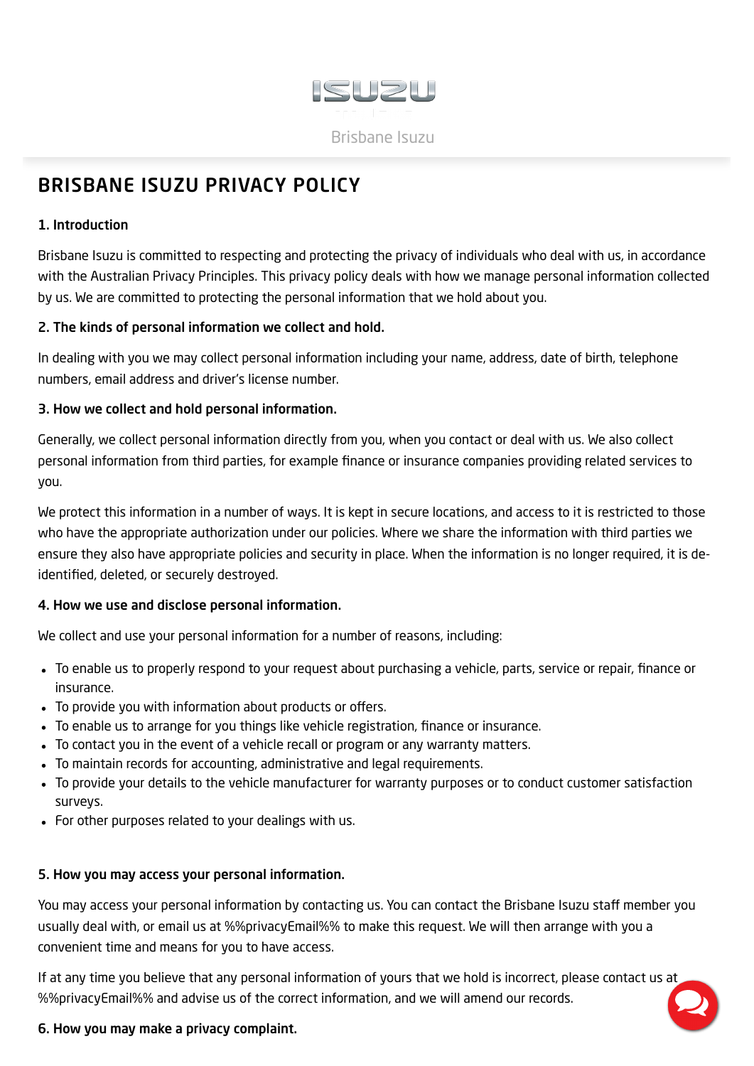Brisbane Isuzu

# BRISBANE ISUZU PRIVACY POLICY

**1. Introduction**

Brisbane Isuzu is committed to respecting and protecting the privacy of individuals who deal with us, in accordance with the Australian Privacy Principles. This privacy policy deals with how we manage personal information collected by us. We are committed to protecting the personal information that we hold about you.

**2. The kinds of personal information we collect and hold.**

In dealing with you we may collect personal information including your name, address, date of birth, telephone numbers, email address and driver's license number.

**3. How we collect and hold personal information.**

Generally, we collect personal information directly from you, when you contact or deal with us. We also collect personal information from third parties, for example finance or insurance companies providing related services to you.

We protect this information in a number of ways. It is kept in secure locations, and access to it is restricted to those who have the appropriate authorization under our policies. Where we share the information with third parties we ensure they also have appropriate policies and security in place. When the information is no longer required, it is de-identified, deleted, or securely destroyed.

**4. How we use and disclose personal information.**

We collect and use your personal information for a number of reasons, including:

- To enable us to properly respond to your request about purchasing a vehicle, parts, service or repair, finance or insurance.
- To provide you with information about products or offers.
- To enable us to arrange for you things like vehicle registration, finance or insurance.
- To contact you in the event of a vehicle recall or program or any warranty matters.
- To maintain records for accounting, administrative and legal requirements.
- To provide your details to the vehicle manufacturer for warranty purposes or to conduct customer satisfaction surveys.
- For other purposes related to your dealings with us.

**5. How you may access your personal information.**

You may access your personal information by contacting us. You can contact the Brisbane Isuzu staff member you usually deal with, or email us at %%privacyEmail%% to make this request. We will then arrange with you a convenient time and means for you to have access.

If at any time you believe that any personal information of yours that we hold is incorrect, please contact us at %%privacyEmail%% and advise us of the correct information, and we will amend our records.

**6. How you may make a privacy complaint.**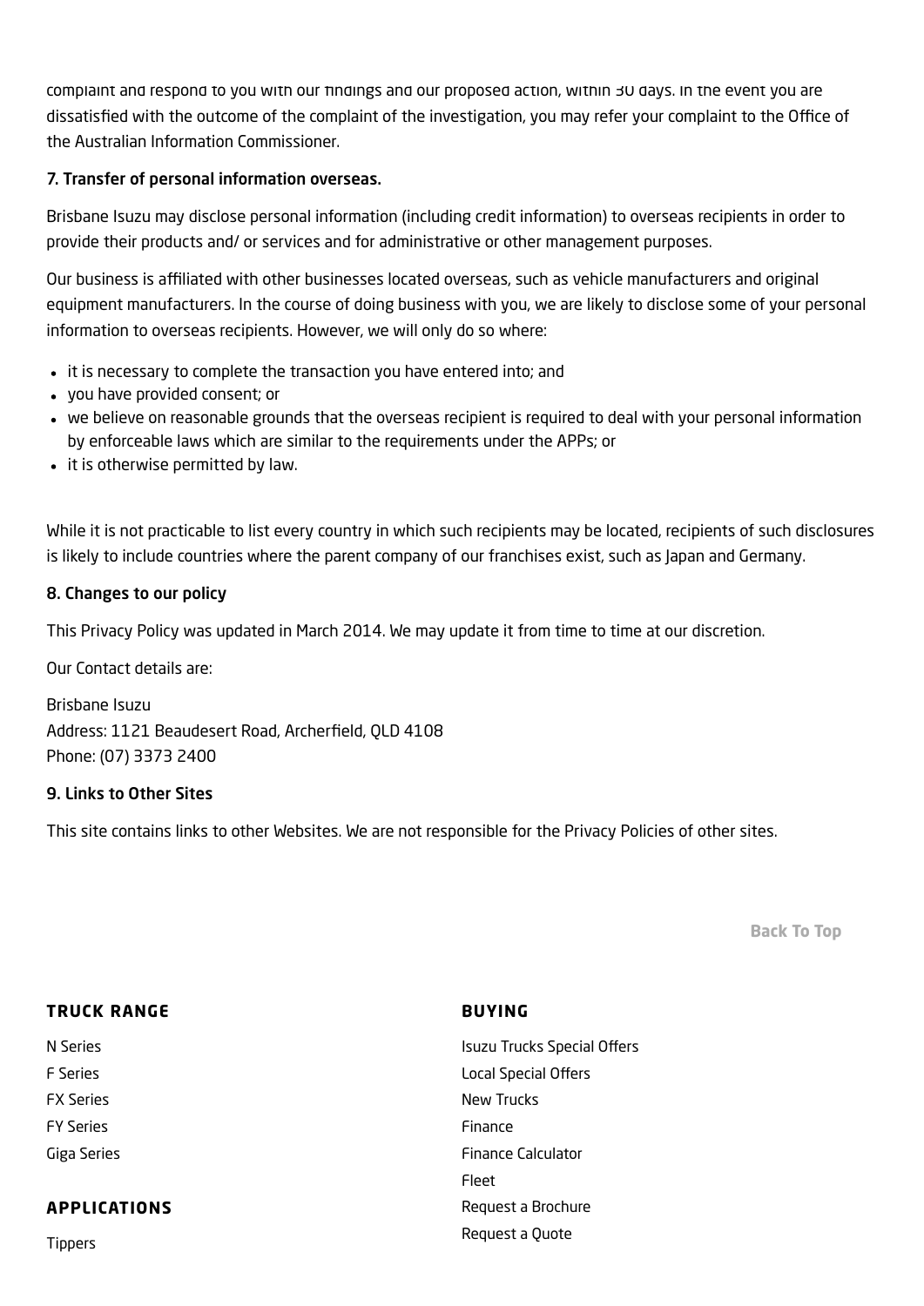complaint and respond to you with our findings and our proposed action, within 30 days. In the event you are dissatisfied with the outcome of the complaint of the investigation, you may refer your complaint to the Office of the Australian Information Commissioner.

**7. Transfer of personal information overseas.**

Brisbane Isuzu may disclose personal information (including credit information) to overseas recipients in order to provide their products and/ or services and for administrative or other management purposes.

Our business is affiliated with other businesses located overseas, such as vehicle manufacturers and original equipment manufacturers. In the course of doing business with you, we are likely to disclose some of your personal information to overseas recipients. However, we will only do so where:

- it is necessary to complete the transaction you have entered into; and
- you have provided consent; or
- we believe on reasonable grounds that the overseas recipient is required to deal with your personal information by enforceable laws which are similar to the requirements under the APPs; or
- it is otherwise permitted by law.

While it is not practicable to list every country in which such recipients may be located, recipients of such disclosures is likely to include countries where the parent company of our franchises exist, such as Japan and Germany.

**8. Changes to our policy**

This Privacy Policy was updated in March 2014. We may update it from time to time at our discretion.

Our Contact details are:

Brisbane Isuzu
Address: 1121 Beaudesert Road, Archerfield, QLD 4108
Phone: (07) 3373 2400

**9. Links to Other Sites**

This site contains links to other Websites. We are not responsible for the Privacy Policies of other sites.

Back To Top

**TRUCK RANGE**

N Series
F Series
FX Series
FY Series
Giga Series

**APPLICATIONS**

Tippers

**BUYING**

Isuzu Trucks Special Offers
Local Special Offers
New Trucks
Finance
Finance Calculator
Fleet
Request a Brochure
Request a Quote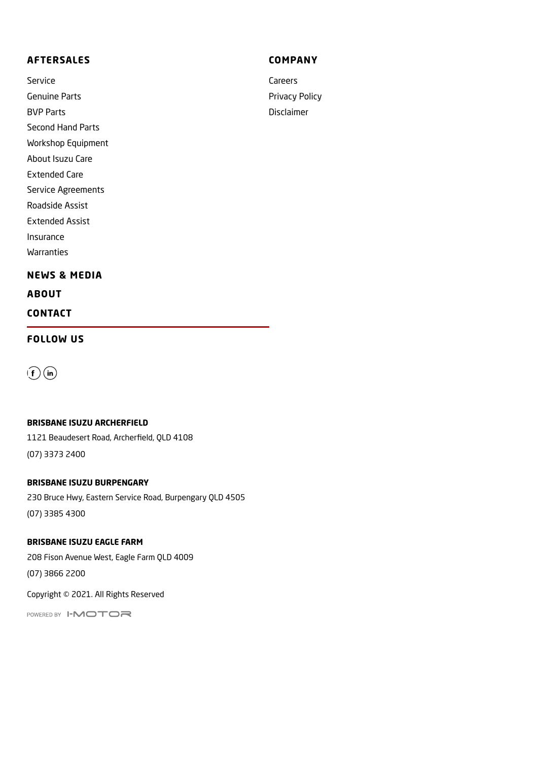## AFTERSALES

- Service
- Genuine Parts
- BVP Parts
- Second Hand Parts
- Workshop Equipment
- About Isuzu Care
- Extended Care
- Service Agreements
- Roadside Assist
- Extended Assist
- Insurance
- Warranties

## COMPANY

- Careers
- Privacy Policy
- Disclaimer

## NEWS & MEDIA

## ABOUT

## CONTACT

## FOLLOW US

**BRISBANE ISUZU ARCHERFIELD**

1121 Beaudesert Road, Archerfield, QLD 4108

(07) 3373 2400

**BRISBANE ISUZU BURPENGARY**

230 Bruce Hwy, Eastern Service Road, Burpengary QLD 4505

(07) 3385 4300

**BRISBANE ISUZU EAGLE FARM**

208 Fison Avenue West, Eagle Farm QLD 4009

(07) 3866 2200

Copyright © 2021. All Rights Reserved

POWERED BY I-MOTOR